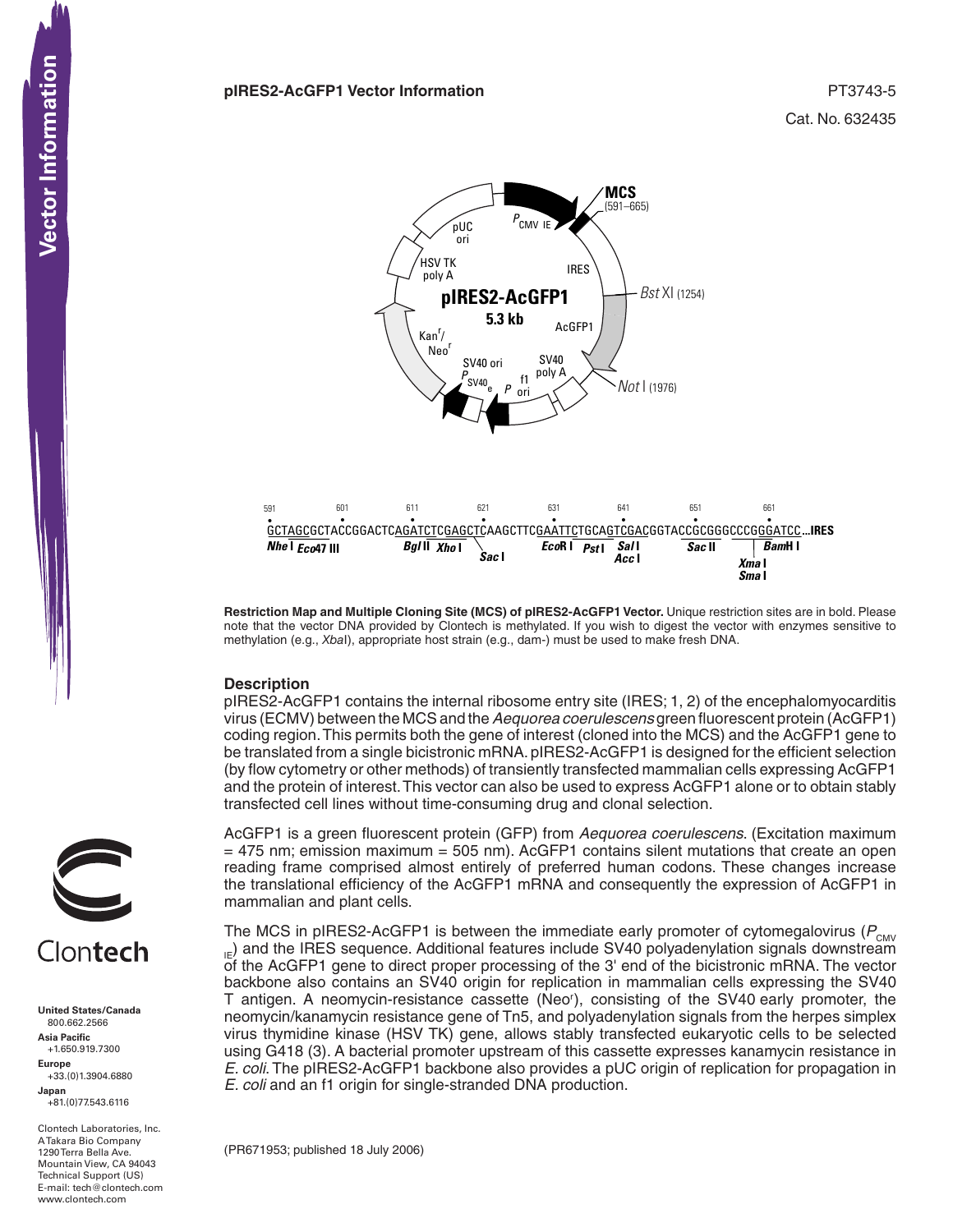**pIRES2-AcGFP1 Vector Information**

PT3743-5

Cat. No. 632435

MCS (591–665)

Bst XI (1254)

Not I (1976)

pIRES2-AcGFP1

5.3 kb

```
591       601       611       621       631       641       651       661
GCTAGCGCTACCGGACTCAGATCTCGAGCTCAAGCTTCGAATTCTGCAGTCGACGGTACCGCGGGCCCGGGATCC...IRES
Nhe I Eco47 III     Bgl II Xho I Sac I      EcoR I Pst I Sal I     Sac II      BamH I
                                                         Acc I              Xma I
                                                                            Sma I
```

**Restriction Map and Multiple Cloning Site (MCS) of pIRES2-AcGFP1 Vector.** Unique restriction sites are in bold. Please note that the vector DNA provided by Clontech is methylated. If you wish to digest the vector with enzymes sensitive to methylation (e.g., *Xba*I), appropriate host strain (e.g., dam-) must be used to make fresh DNA.

## Description

pIRES2-AcGFP1 contains the internal ribosome entry site (IRES; 1, 2) of the encephalomyocarditis virus (ECMV) between the MCS and the *Aequorea coerulescens* green fluorescent protein (AcGFP1) coding region. This permits both the gene of interest (cloned into the MCS) and the AcGFP1 gene to be translated from a single bicistronic mRNA. pIRES2-AcGFP1 is designed for the efficient selection (by flow cytometry or other methods) of transiently transfected mammalian cells expressing AcGFP1 and the protein of interest. This vector can also be used to express AcGFP1 alone or to obtain stably transfected cell lines without time-consuming drug and clonal selection.

AcGFP1 is a green fluorescent protein (GFP) from *Aequorea coerulescens*. (Excitation maximum = 475 nm; emission maximum = 505 nm). AcGFP1 contains silent mutations that create an open reading frame comprised almost entirely of preferred human codons. These changes increase the translational efficiency of the AcGFP1 mRNA and consequently the expression of AcGFP1 in mammalian and plant cells.

The MCS in pIRES2-AcGFP1 is between the immediate early promoter of cytomegalovirus ($P_{CMV\ IE}$) and the IRES sequence. Additional features include SV40 polyadenylation signals downstream of the AcGFP1 gene to direct proper processing of the 3' end of the bicistronic mRNA. The vector backbone also contains an SV40 origin for replication in mammalian cells expressing the SV40 T antigen. A neomycin-resistance cassette ($Neo^r$), consisting of the SV40 early promoter, the neomycin/kanamycin resistance gene of Tn5, and polyadenylation signals from the herpes simplex virus thymidine kinase (HSV TK) gene, allows stably transfected eukaryotic cells to be selected using G418 (3). A bacterial promoter upstream of this cassette expresses kanamycin resistance in *E. coli*. The pIRES2-AcGFP1 backbone also provides a pUC origin of replication for propagation in *E. coli* and an f1 origin for single-stranded DNA production.

(PR671953; published 18 July 2006)

**United States/Canada** 800.662.2566
**Asia Pacific** +1.650.919.7300
**Europe** +33.(0)1.3904.6880
**Japan** +81.(0)77.543.6116

Clontech Laboratories, Inc.
A Takara Bio Company
1290 Terra Bella Ave.
Mountain View, CA 94043
Technical Support (US)
E-mail: tech@clontech.com
www.clontech.com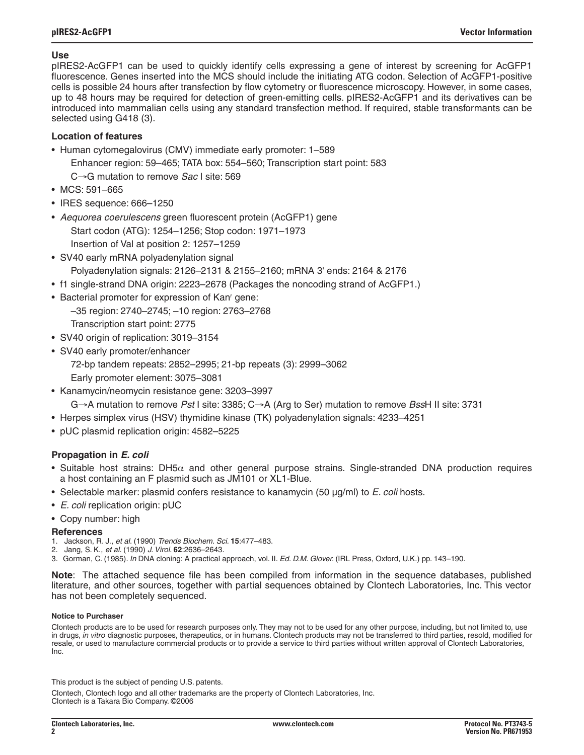## Use

pIRES2-AcGFP1 can be used to quickly identify cells expressing a gene of interest by screening for AcGFP1 fluorescence. Genes inserted into the MCS should include the initiating ATG codon. Selection of AcGFP1-positive cells is possible 24 hours after transfection by flow cytometry or fluorescence microscopy. However, in some cases, up to 48 hours may be required for detection of green-emitting cells. pIRES2-AcGFP1 and its derivatives can be introduced into mammalian cells using any standard transfection method. If required, stable transformants can be selected using G418 (3).

## Location of features

- Human cytomegalovirus (CMV) immediate early promoter: 1–589
  - Enhancer region: 59–465; TATA box: 554–560; Transcription start point: 583
  - C→G mutation to remove *Sac* I site: 569
- MCS: 591–665
- IRES sequence: 666–1250
- *Aequorea coerulescens* green fluorescent protein (AcGFP1) gene
  - Start codon (ATG): 1254–1256; Stop codon: 1971–1973
  - Insertion of Val at position 2: 1257–1259
- SV40 early mRNA polyadenylation signal
  - Polyadenylation signals: 2126–2131 & 2155–2160; mRNA 3' ends: 2164 & 2176
- f1 single-strand DNA origin: 2223–2678 (Packages the noncoding strand of AcGFP1.)
- Bacterial promoter for expression of Kan$^r$ gene:
  - –35 region: 2740–2745; –10 region: 2763–2768
  - Transcription start point: 2775
- SV40 origin of replication: 3019–3154
- SV40 early promoter/enhancer
  - 72-bp tandem repeats: 2852–2995; 21-bp repeats (3): 2999–3062
  - Early promoter element: 3075–3081
- Kanamycin/neomycin resistance gene: 3203–3997
  - G→A mutation to remove *Pst* I site: 3385; C→A (Arg to Ser) mutation to remove *Bss*H II site: 3731
- Herpes simplex virus (HSV) thymidine kinase (TK) polyadenylation signals: 4233–4251
- pUC plasmid replication origin: 4582–5225

## Propagation in *E. coli*

- Suitable host strains: DH5α and other general purpose strains. Single-stranded DNA production requires a host containing an F plasmid such as JM101 or XL1-Blue.
- Selectable marker: plasmid confers resistance to kanamycin (50 µg/ml) to *E. coli* hosts.
- *E. coli* replication origin: pUC
- Copy number: high

## References

1. Jackson, R. J., *et al.* (1990) *Trends Biochem. Sci.* **15**:477–483.
2. Jang, S. K., *et al.* (1990) *J. Virol.* **62**:2636–2643.
3. Gorman, C. (1985). *In* DNA cloning: A practical approach, vol. II. *Ed. D.M. Glover.* (IRL Press, Oxford, U.K.) pp. 143–190.

**Note**: The attached sequence file has been compiled from information in the sequence databases, published literature, and other sources, together with partial sequences obtained by Clontech Laboratories, Inc. This vector has not been completely sequenced.

**Notice to Purchaser**

Clontech products are to be used for research purposes only. They may not to be used for any other purpose, including, but not limited to, use in drugs, *in vitro* diagnostic purposes, therapeutics, or in humans. Clontech products may not be transferred to third parties, resold, modified for resale, or used to manufacture commercial products or to provide a service to third parties without written approval of Clontech Laboratories, Inc.

This product is the subject of pending U.S. patents.

Clontech, Clontech logo and all other trademarks are the property of Clontech Laboratories, Inc.
Clontech is a Takara Bio Company. ©2006